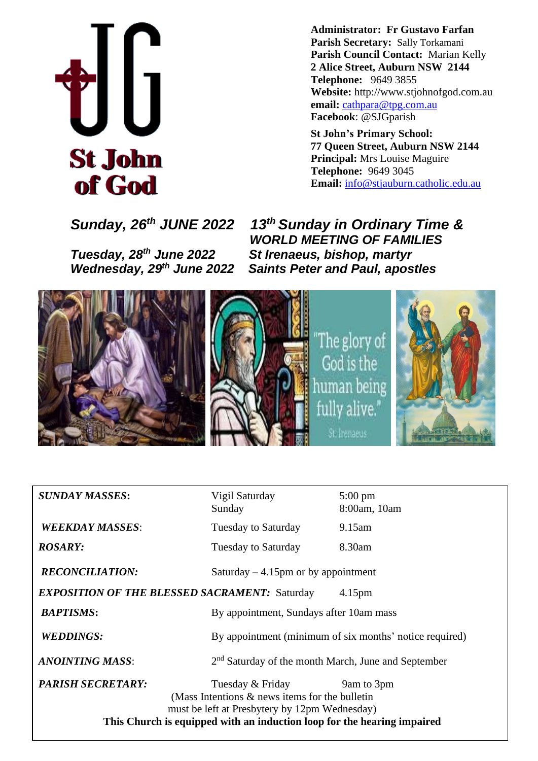# St John of God

**Administrator: Fr Gustavo Farfan**
**Parish Secretary:** Sally Torkamani
**Parish Council Contact:** Marian Kelly
**2 Alice Street, Auburn NSW 2144**
**Telephone:** 9649 3855
**Website:** http://www.stjohnofgod.com.au
**email:** cathpara@tpg.com.au
**Facebook**: @SJGparish

**St John's Primary School:**
**77 Queen Street, Auburn NSW 2144**
**Principal:** Mrs Louise Maguire
**Telephone:** 9649 3045
**Email:** info@stjauburn.catholic.edu.au

***Sunday, 26th JUNE 2022 — 13th Sunday in Ordinary Time & WORLD MEETING OF FAMILIES***

***Tuesday, 28th June 2022 — St Irenaeus, bishop, martyr***

***Wednesday, 29th June 2022 — Saints Peter and Paul, apostles***

"The glory of God is the human being fully alive." St. Irenaeus

| | | |
|---|---|---|
| ***SUNDAY MASSES*:** | Vigil Saturday<br>Sunday | 5:00 pm<br>8:00am, 10am |
| ***WEEKDAY MASSES*:** | Tuesday to Saturday | 9.15am |
| ***ROSARY:*** | Tuesday to Saturday | 8.30am |
| ***RECONCILIATION:*** | Saturday – 4.15pm or by appointment | |
| ***EXPOSITION OF THE BLESSED SACRAMENT:*** | Saturday | 4.15pm |
| ***BAPTISMS*:** | By appointment, Sundays after 10am mass | |
| ***WEDDINGS:*** | By appointment (minimum of six months' notice required) | |
| ***ANOINTING MASS*:** | 2nd Saturday of the month March, June and September | |
| ***PARISH SECRETARY:*** | Tuesday & Friday | 9am to 3pm |

(Mass Intentions & news items for the bulletin must be left at Presbytery by 12pm Wednesday)

**This Church is equipped with an induction loop for the hearing impaired**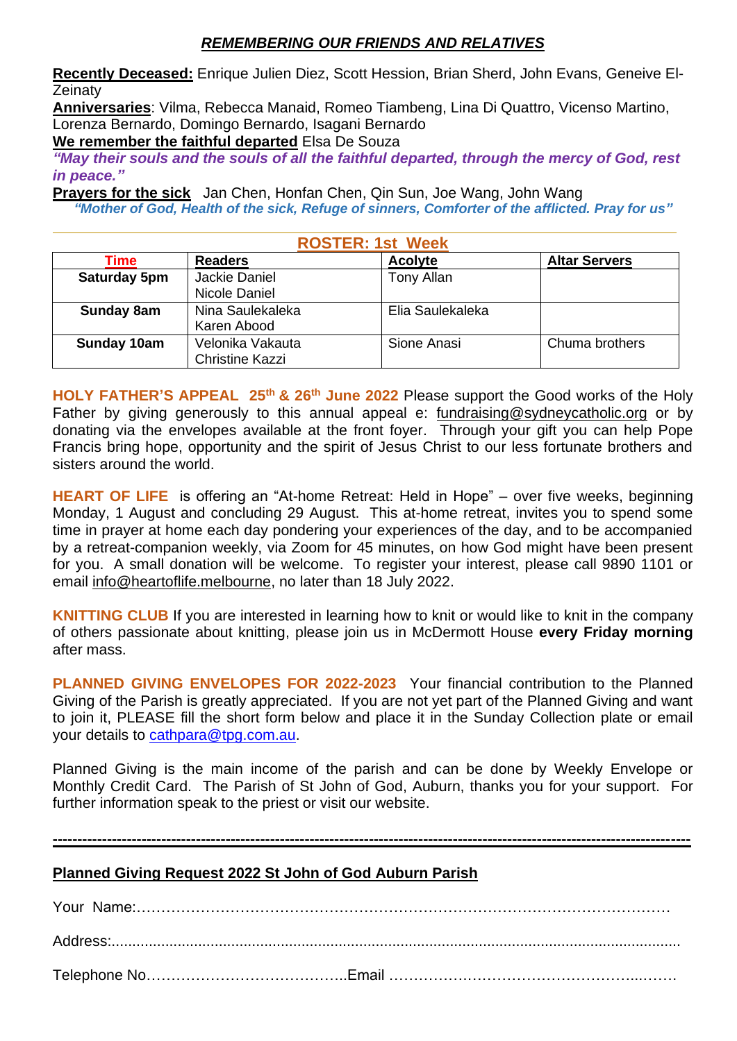## *REMEMBERING OUR FRIENDS AND RELATIVES*

**Recently Deceased:** Enrique Julien Diez, Scott Hession, Brian Sherd, John Evans, Geneive El-Zeinaty

**Anniversaries**: Vilma, Rebecca Manaid, Romeo Tiambeng, Lina Di Quattro, Vicenso Martino, Lorenza Bernardo, Domingo Bernardo, Isagani Bernardo

**We remember the faithful departed** Elsa De Souza

***"May their souls and the souls of all the faithful departed, through the mercy of God, rest in peace."***

**Prayers for the sick** Jan Chen, Honfan Chen, Qin Sun, Joe Wang, John Wang

***"Mother of God, Health of the sick, Refuge of sinners, Comforter of the afflicted. Pray for us"***

---

**ROSTER: 1st Week**

| **Time** | **Readers** | **Acolyte** | **Altar Servers** |
|---|---|---|---|
| **Saturday 5pm** | Jackie Daniel<br>Nicole Daniel | Tony Allan | |
| **Sunday 8am** | Nina Saulekaleka<br>Karen Abood | Elia Saulekaleka | |
| **Sunday 10am** | Velonika Vakauta<br>Christine Kazzi | Sione Anasi | Chuma brothers |

**HOLY FATHER'S APPEAL 25th & 26th June 2022** Please support the Good works of the Holy Father by giving generously to this annual appeal e: fundraising@sydneycatholic.org or by donating via the envelopes available at the front foyer. Through your gift you can help Pope Francis bring hope, opportunity and the spirit of Jesus Christ to our less fortunate brothers and sisters around the world.

**HEART OF LIFE** is offering an "At-home Retreat: Held in Hope" – over five weeks, beginning Monday, 1 August and concluding 29 August. This at-home retreat, invites you to spend some time in prayer at home each day pondering your experiences of the day, and to be accompanied by a retreat-companion weekly, via Zoom for 45 minutes, on how God might have been present for you. A small donation will be welcome. To register your interest, please call 9890 1101 or email info@heartoflife.melbourne, no later than 18 July 2022.

**KNITTING CLUB** If you are interested in learning how to knit or would like to knit in the company of others passionate about knitting, please join us in McDermott House **every Friday morning** after mass.

**PLANNED GIVING ENVELOPES FOR 2022-2023** Your financial contribution to the Planned Giving of the Parish is greatly appreciated. If you are not yet part of the Planned Giving and want to join it, PLEASE fill the short form below and place it in the Sunday Collection plate or email your details to cathpara@tpg.com.au.

Planned Giving is the main income of the parish and can be done by Weekly Envelope or Monthly Credit Card. The Parish of St John of God, Auburn, thanks you for your support. For further information speak to the priest or visit our website.

---

**Planned Giving Request 2022 St John of God Auburn Parish**

Your Name:…………………………………………………………………………………………

Address:......................................................................................................................

Telephone No…………………………………..Email …………………………………………...……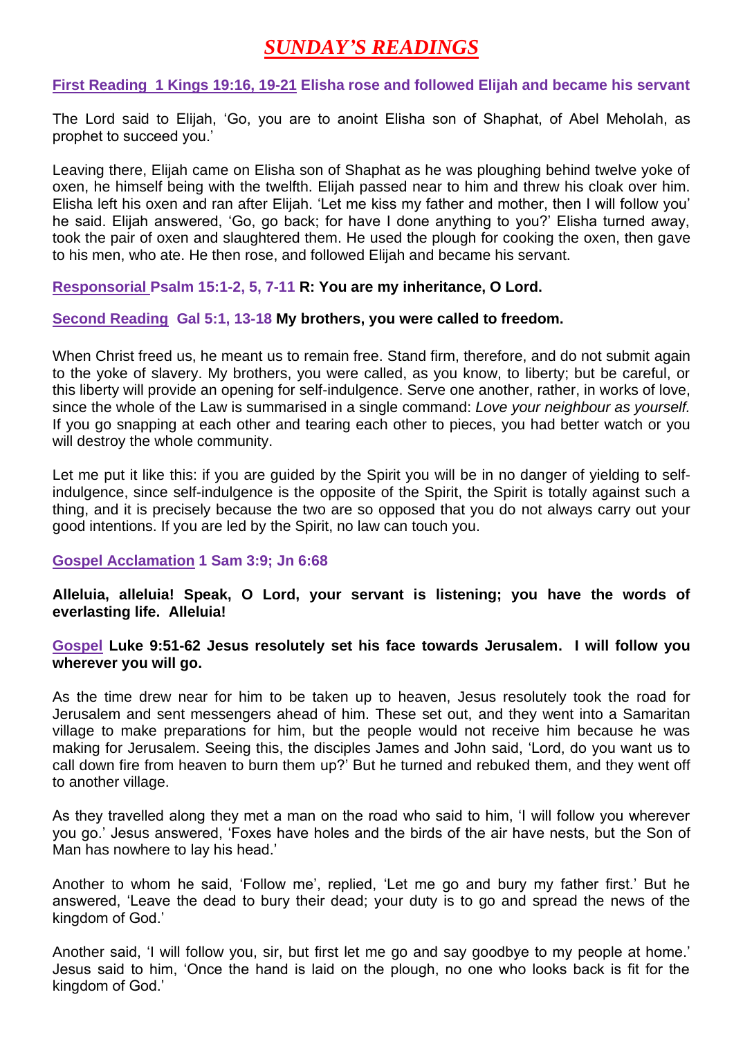# *SUNDAY'S READINGS*

**First Reading 1 Kings 19:16, 19-21 Elisha rose and followed Elijah and became his servant**

The Lord said to Elijah, 'Go, you are to anoint Elisha son of Shaphat, of Abel Meholah, as prophet to succeed you.'

Leaving there, Elijah came on Elisha son of Shaphat as he was ploughing behind twelve yoke of oxen, he himself being with the twelfth. Elijah passed near to him and threw his cloak over him. Elisha left his oxen and ran after Elijah. 'Let me kiss my father and mother, then I will follow you' he said. Elijah answered, 'Go, go back; for have I done anything to you?' Elisha turned away, took the pair of oxen and slaughtered them. He used the plough for cooking the oxen, then gave to his men, who ate. He then rose, and followed Elijah and became his servant.

**Responsorial Psalm 15:1-2, 5, 7-11 R: You are my inheritance, O Lord.**

**Second Reading Gal 5:1, 13-18 My brothers, you were called to freedom.**

When Christ freed us, he meant us to remain free. Stand firm, therefore, and do not submit again to the yoke of slavery. My brothers, you were called, as you know, to liberty; but be careful, or this liberty will provide an opening for self-indulgence. Serve one another, rather, in works of love, since the whole of the Law is summarised in a single command: *Love your neighbour as yourself.* If you go snapping at each other and tearing each other to pieces, you had better watch or you will destroy the whole community.

Let me put it like this: if you are guided by the Spirit you will be in no danger of yielding to self-indulgence, since self-indulgence is the opposite of the Spirit, the Spirit is totally against such a thing, and it is precisely because the two are so opposed that you do not always carry out your good intentions. If you are led by the Spirit, no law can touch you.

**Gospel Acclamation 1 Sam 3:9; Jn 6:68**

**Alleluia, alleluia! Speak, O Lord, your servant is listening; you have the words of everlasting life. Alleluia!**

**Gospel Luke 9:51-62 Jesus resolutely set his face towards Jerusalem. I will follow you wherever you will go.**

As the time drew near for him to be taken up to heaven, Jesus resolutely took the road for Jerusalem and sent messengers ahead of him. These set out, and they went into a Samaritan village to make preparations for him, but the people would not receive him because he was making for Jerusalem. Seeing this, the disciples James and John said, 'Lord, do you want us to call down fire from heaven to burn them up?' But he turned and rebuked them, and they went off to another village.

As they travelled along they met a man on the road who said to him, 'I will follow you wherever you go.' Jesus answered, 'Foxes have holes and the birds of the air have nests, but the Son of Man has nowhere to lay his head.'

Another to whom he said, 'Follow me', replied, 'Let me go and bury my father first.' But he answered, 'Leave the dead to bury their dead; your duty is to go and spread the news of the kingdom of God.'

Another said, 'I will follow you, sir, but first let me go and say goodbye to my people at home.' Jesus said to him, 'Once the hand is laid on the plough, no one who looks back is fit for the kingdom of God.'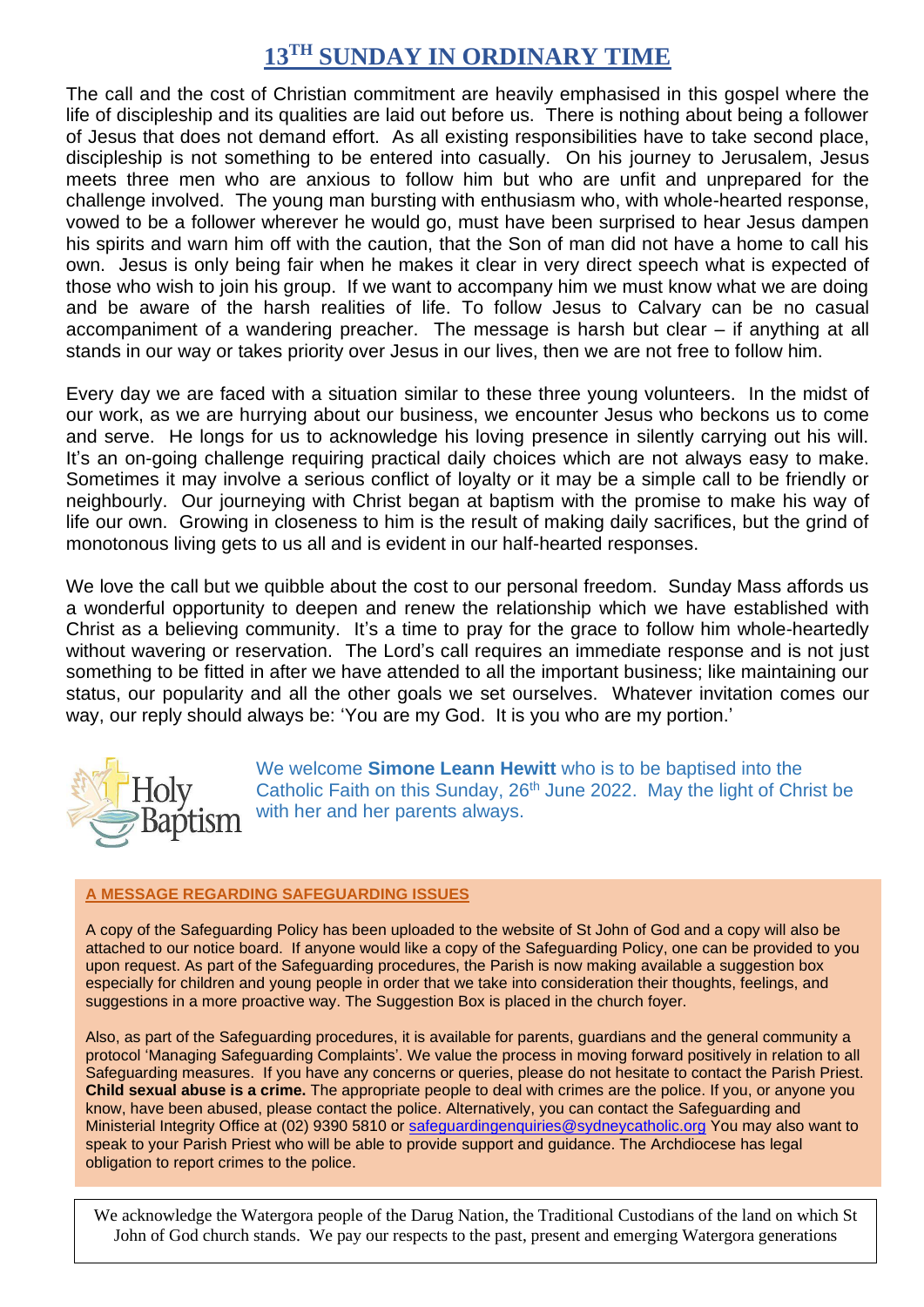# 13TH SUNDAY IN ORDINARY TIME

The call and the cost of Christian commitment are heavily emphasised in this gospel where the life of discipleship and its qualities are laid out before us. There is nothing about being a follower of Jesus that does not demand effort. As all existing responsibilities have to take second place, discipleship is not something to be entered into casually. On his journey to Jerusalem, Jesus meets three men who are anxious to follow him but who are unfit and unprepared for the challenge involved. The young man bursting with enthusiasm who, with whole-hearted response, vowed to be a follower wherever he would go, must have been surprised to hear Jesus dampen his spirits and warn him off with the caution, that the Son of man did not have a home to call his own. Jesus is only being fair when he makes it clear in very direct speech what is expected of those who wish to join his group. If we want to accompany him we must know what we are doing and be aware of the harsh realities of life. To follow Jesus to Calvary can be no casual accompaniment of a wandering preacher. The message is harsh but clear – if anything at all stands in our way or takes priority over Jesus in our lives, then we are not free to follow him.

Every day we are faced with a situation similar to these three young volunteers. In the midst of our work, as we are hurrying about our business, we encounter Jesus who beckons us to come and serve. He longs for us to acknowledge his loving presence in silently carrying out his will. It's an on-going challenge requiring practical daily choices which are not always easy to make. Sometimes it may involve a serious conflict of loyalty or it may be a simple call to be friendly or neighbourly. Our journeying with Christ began at baptism with the promise to make his way of life our own. Growing in closeness to him is the result of making daily sacrifices, but the grind of monotonous living gets to us all and is evident in our half-hearted responses.

We love the call but we quibble about the cost to our personal freedom. Sunday Mass affords us a wonderful opportunity to deepen and renew the relationship which we have established with Christ as a believing community. It's a time to pray for the grace to follow him whole-heartedly without wavering or reservation. The Lord's call requires an immediate response and is not just something to be fitted in after we have attended to all the important business; like maintaining our status, our popularity and all the other goals we set ourselves. Whatever invitation comes our way, our reply should always be: 'You are my God. It is you who are my portion.'

Holy Baptism

We welcome **Simone Leann Hewitt** who is to be baptised into the Catholic Faith on this Sunday, 26th June 2022. May the light of Christ be with her and her parents always.

**A MESSAGE REGARDING SAFEGUARDING ISSUES**

A copy of the Safeguarding Policy has been uploaded to the website of St John of God and a copy will also be attached to our notice board. If anyone would like a copy of the Safeguarding Policy, one can be provided to you upon request. As part of the Safeguarding procedures, the Parish is now making available a suggestion box especially for children and young people in order that we take into consideration their thoughts, feelings, and suggestions in a more proactive way. The Suggestion Box is placed in the church foyer.

Also, as part of the Safeguarding procedures, it is available for parents, guardians and the general community a protocol 'Managing Safeguarding Complaints'. We value the process in moving forward positively in relation to all Safeguarding measures. If you have any concerns or queries, please do not hesitate to contact the Parish Priest. **Child sexual abuse is a crime.** The appropriate people to deal with crimes are the police. If you, or anyone you know, have been abused, please contact the police. Alternatively, you can contact the Safeguarding and Ministerial Integrity Office at (02) 9390 5810 or safeguardingenquiries@sydneycatholic.org You may also want to speak to your Parish Priest who will be able to provide support and guidance. The Archdiocese has legal obligation to report crimes to the police.

We acknowledge the Watergora people of the Darug Nation, the Traditional Custodians of the land on which St John of God church stands. We pay our respects to the past, present and emerging Watergora generations